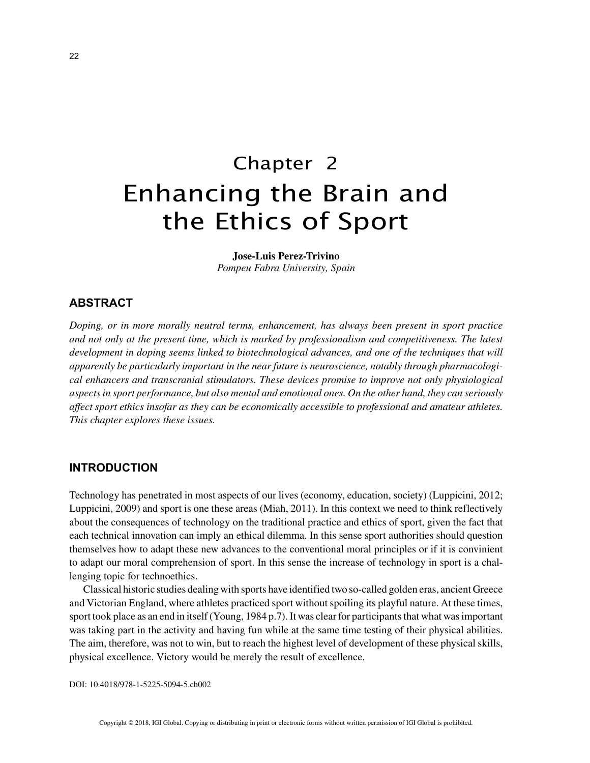# Chapter 2
# Enhancing the Brain and the Ethics of Sport

**Jose-Luis Perez-Trivino**
*Pompeu Fabra University, Spain*

## ABSTRACT

*Doping, or in more morally neutral terms, enhancement, has always been present in sport practice and not only at the present time, which is marked by professionalism and competitiveness. The latest development in doping seems linked to biotechnological advances, and one of the techniques that will apparently be particularly important in the near future is neuroscience, notably through pharmacological enhancers and transcranial stimulators. These devices promise to improve not only physiological aspects in sport performance, but also mental and emotional ones. On the other hand, they can seriously affect sport ethics insofar as they can be economically accessible to professional and amateur athletes. This chapter explores these issues.*

## INTRODUCTION

Technology has penetrated in most aspects of our lives (economy, education, society) (Luppicini, 2012; Luppicini, 2009) and sport is one these areas (Miah, 2011). In this context we need to think reflectively about the consequences of technology on the traditional practice and ethics of sport, given the fact that each technical innovation can imply an ethical dilemma. In this sense sport authorities should question themselves how to adapt these new advances to the conventional moral principles or if it is convinient to adapt our moral comprehension of sport. In this sense the increase of technology in sport is a challenging topic for technoethics.

Classical historic studies dealing with sports have identified two so-called golden eras, ancient Greece and Victorian England, where athletes practiced sport without spoiling its playful nature. At these times, sport took place as an end in itself (Young, 1984 p.7). It was clear for participants that what was important was taking part in the activity and having fun while at the same time testing of their physical abilities. The aim, therefore, was not to win, but to reach the highest level of development of these physical skills, physical excellence. Victory would be merely the result of excellence.

DOI: 10.4018/978-1-5225-5094-5.ch002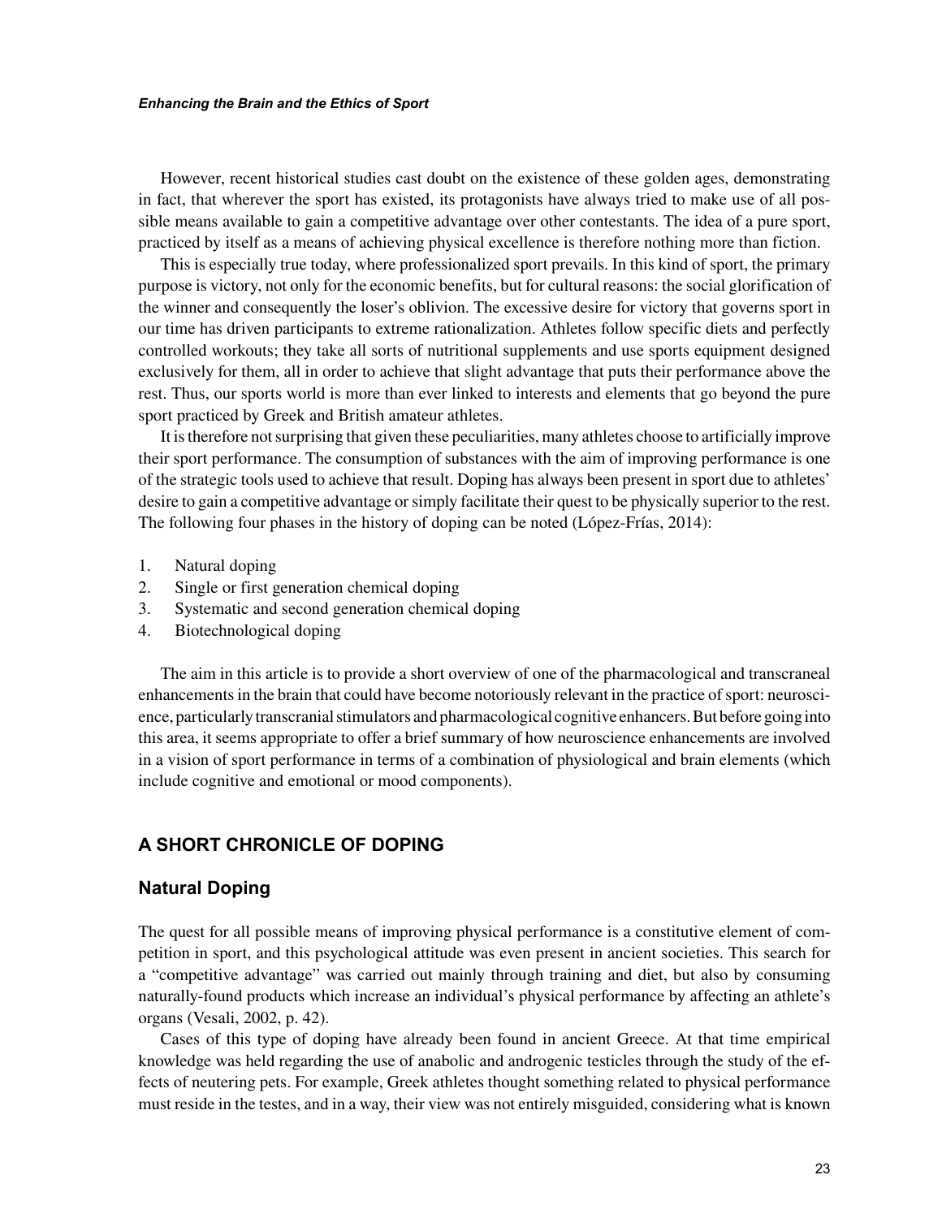However, recent historical studies cast doubt on the existence of these golden ages, demonstrating in fact, that wherever the sport has existed, its protagonists have always tried to make use of all possible means available to gain a competitive advantage over other contestants. The idea of a pure sport, practiced by itself as a means of achieving physical excellence is therefore nothing more than fiction.

This is especially true today, where professionalized sport prevails. In this kind of sport, the primary purpose is victory, not only for the economic benefits, but for cultural reasons: the social glorification of the winner and consequently the loser's oblivion. The excessive desire for victory that governs sport in our time has driven participants to extreme rationalization. Athletes follow specific diets and perfectly controlled workouts; they take all sorts of nutritional supplements and use sports equipment designed exclusively for them, all in order to achieve that slight advantage that puts their performance above the rest. Thus, our sports world is more than ever linked to interests and elements that go beyond the pure sport practiced by Greek and British amateur athletes.

It is therefore not surprising that given these peculiarities, many athletes choose to artificially improve their sport performance. The consumption of substances with the aim of improving performance is one of the strategic tools used to achieve that result. Doping has always been present in sport due to athletes' desire to gain a competitive advantage or simply facilitate their quest to be physically superior to the rest. The following four phases in the history of doping can be noted (López-Frías, 2014):

1. Natural doping
2. Single or first generation chemical doping
3. Systematic and second generation chemical doping
4. Biotechnological doping

The aim in this article is to provide a short overview of one of the pharmacological and transcraneal enhancements in the brain that could have become notoriously relevant in the practice of sport: neuroscience, particularly transcranial stimulators and pharmacological cognitive enhancers. But before going into this area, it seems appropriate to offer a brief summary of how neuroscience enhancements are involved in a vision of sport performance in terms of a combination of physiological and brain elements (which include cognitive and emotional or mood components).

## A SHORT CHRONICLE OF DOPING

### Natural Doping

The quest for all possible means of improving physical performance is a constitutive element of competition in sport, and this psychological attitude was even present in ancient societies. This search for a "competitive advantage" was carried out mainly through training and diet, but also by consuming naturally-found products which increase an individual's physical performance by affecting an athlete's organs (Vesali, 2002, p. 42).

Cases of this type of doping have already been found in ancient Greece. At that time empirical knowledge was held regarding the use of anabolic and androgenic testicles through the study of the effects of neutering pets. For example, Greek athletes thought something related to physical performance must reside in the testes, and in a way, their view was not entirely misguided, considering what is known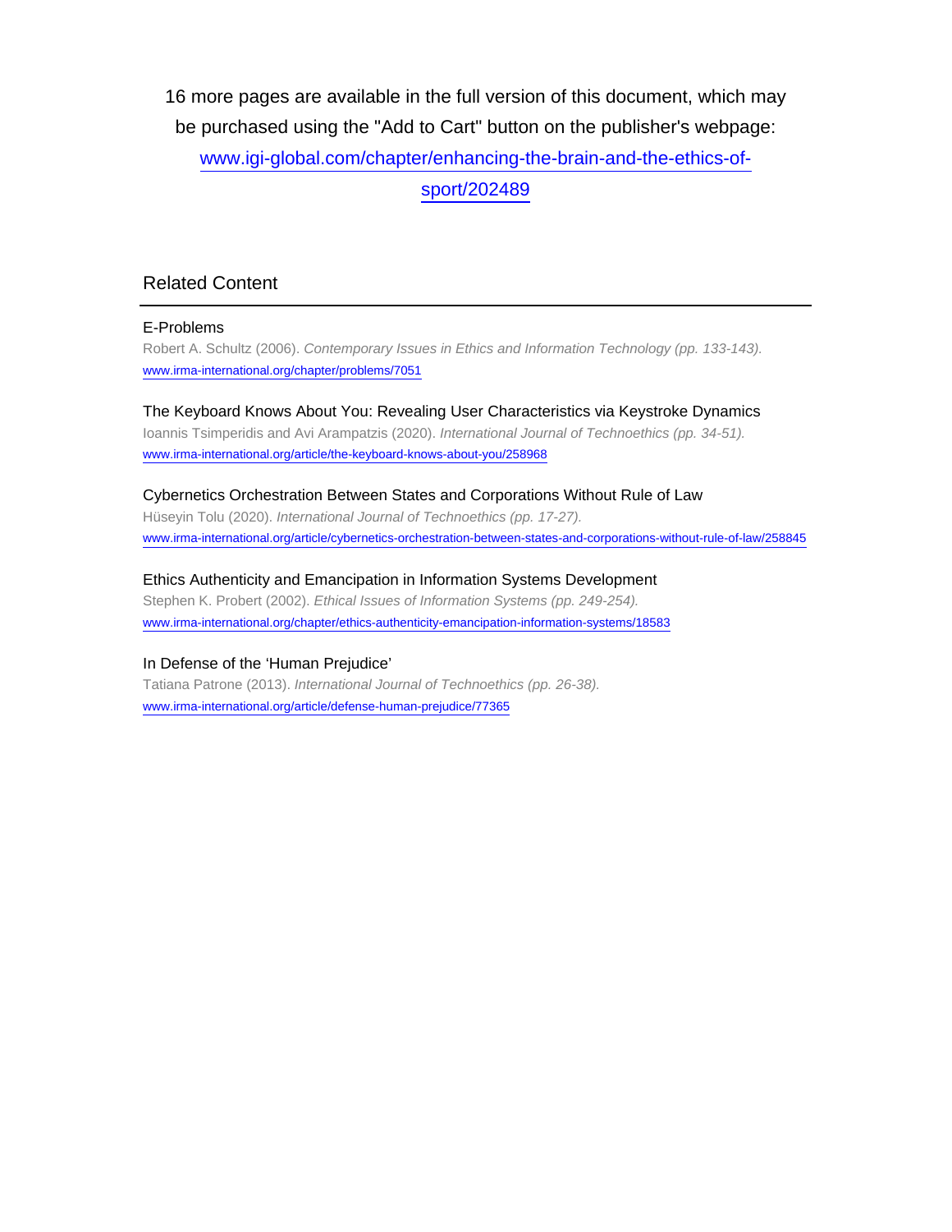16 more pages are available in the full version of this document, which may be purchased using the "Add to Cart" button on the publisher's webpage: [www.igi-global.com/chapter/enhancing-the-brain-and-the-ethics-of-sport/202489](http://www.igi-global.com/chapter/enhancing-the-brain-and-the-ethics-of-sport/202489)

## Related Content

**E-Problems**
Robert A. Schultz (2006). *Contemporary Issues in Ethics and Information Technology (pp. 133-143).*
[www.irma-international.org/chapter/problems/7051](http://www.irma-international.org/chapter/problems/7051)

**The Keyboard Knows About You: Revealing User Characteristics via Keystroke Dynamics**
Ioannis Tsimperidis and Avi Arampatzis (2020). *International Journal of Technoethics (pp. 34-51).*
[www.irma-international.org/article/the-keyboard-knows-about-you/258968](http://www.irma-international.org/article/the-keyboard-knows-about-you/258968)

**Cybernetics Orchestration Between States and Corporations Without Rule of Law**
Hüseyin Tolu (2020). *International Journal of Technoethics (pp. 17-27).*
[www.irma-international.org/article/cybernetics-orchestration-between-states-and-corporations-without-rule-of-law/258845](http://www.irma-international.org/article/cybernetics-orchestration-between-states-and-corporations-without-rule-of-law/258845)

**Ethics Authenticity and Emancipation in Information Systems Development**
Stephen K. Probert (2002). *Ethical Issues of Information Systems (pp. 249-254).*
[www.irma-international.org/chapter/ethics-authenticity-emancipation-information-systems/18583](http://www.irma-international.org/chapter/ethics-authenticity-emancipation-information-systems/18583)

**In Defense of the 'Human Prejudice'**
Tatiana Patrone (2013). *International Journal of Technoethics (pp. 26-38).*
[www.irma-international.org/article/defense-human-prejudice/77365](http://www.irma-international.org/article/defense-human-prejudice/77365)